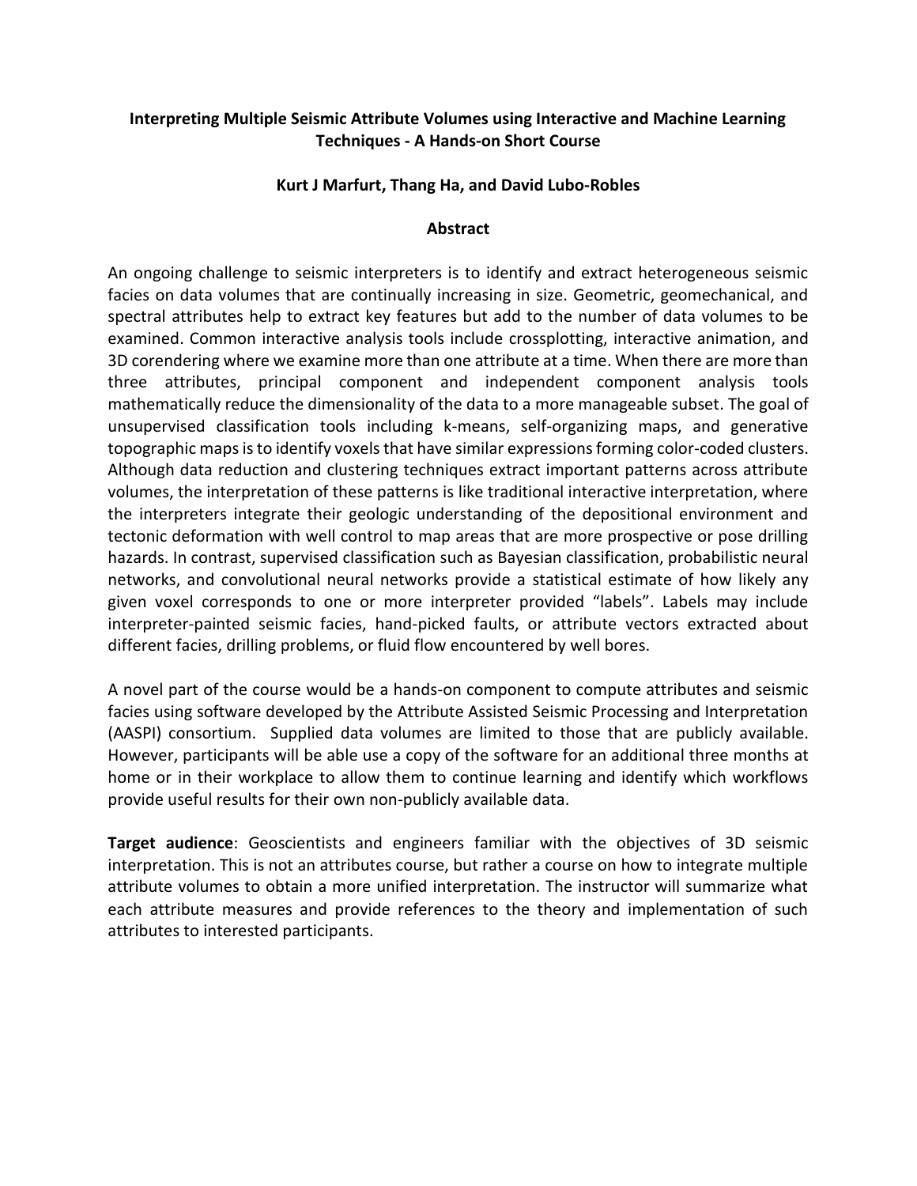# Interpreting Multiple Seismic Attribute Volumes using Interactive and Machine Learning Techniques - A Hands-on Short Course

**Kurt J Marfurt, Thang Ha, and David Lubo-Robles**

## Abstract

An ongoing challenge to seismic interpreters is to identify and extract heterogeneous seismic facies on data volumes that are continually increasing in size. Geometric, geomechanical, and spectral attributes help to extract key features but add to the number of data volumes to be examined. Common interactive analysis tools include crossplotting, interactive animation, and 3D corendering where we examine more than one attribute at a time. When there are more than three attributes, principal component and independent component analysis tools mathematically reduce the dimensionality of the data to a more manageable subset. The goal of unsupervised classification tools including k-means, self-organizing maps, and generative topographic maps is to identify voxels that have similar expressions forming color-coded clusters. Although data reduction and clustering techniques extract important patterns across attribute volumes, the interpretation of these patterns is like traditional interactive interpretation, where the interpreters integrate their geologic understanding of the depositional environment and tectonic deformation with well control to map areas that are more prospective or pose drilling hazards. In contrast, supervised classification such as Bayesian classification, probabilistic neural networks, and convolutional neural networks provide a statistical estimate of how likely any given voxel corresponds to one or more interpreter provided "labels". Labels may include interpreter-painted seismic facies, hand-picked faults, or attribute vectors extracted about different facies, drilling problems, or fluid flow encountered by well bores.

A novel part of the course would be a hands-on component to compute attributes and seismic facies using software developed by the Attribute Assisted Seismic Processing and Interpretation (AASPI) consortium. Supplied data volumes are limited to those that are publicly available. However, participants will be able use a copy of the software for an additional three months at home or in their workplace to allow them to continue learning and identify which workflows provide useful results for their own non-publicly available data.

**Target audience**: Geoscientists and engineers familiar with the objectives of 3D seismic interpretation. This is not an attributes course, but rather a course on how to integrate multiple attribute volumes to obtain a more unified interpretation. The instructor will summarize what each attribute measures and provide references to the theory and implementation of such attributes to interested participants.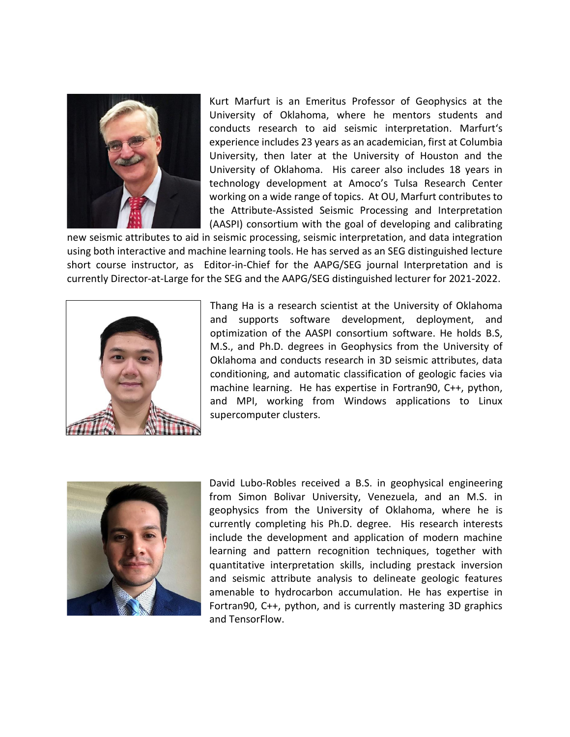Kurt Marfurt is an Emeritus Professor of Geophysics at the University of Oklahoma, where he mentors students and conducts research to aid seismic interpretation. Marfurt's experience includes 23 years as an academician, first at Columbia University, then later at the University of Houston and the University of Oklahoma. His career also includes 18 years in technology development at Amoco's Tulsa Research Center working on a wide range of topics. At OU, Marfurt contributes to the Attribute-Assisted Seismic Processing and Interpretation (AASPI) consortium with the goal of developing and calibrating new seismic attributes to aid in seismic processing, seismic interpretation, and data integration using both interactive and machine learning tools. He has served as an SEG distinguished lecture short course instructor, as Editor-in-Chief for the AAPG/SEG journal Interpretation and is currently Director-at-Large for the SEG and the AAPG/SEG distinguished lecturer for 2021-2022.

Thang Ha is a research scientist at the University of Oklahoma and supports software development, deployment, and optimization of the AASPI consortium software. He holds B.S, M.S., and Ph.D. degrees in Geophysics from the University of Oklahoma and conducts research in 3D seismic attributes, data conditioning, and automatic classification of geologic facies via machine learning. He has expertise in Fortran90, C++, python, and MPI, working from Windows applications to Linux supercomputer clusters.

David Lubo-Robles received a B.S. in geophysical engineering from Simon Bolivar University, Venezuela, and an M.S. in geophysics from the University of Oklahoma, where he is currently completing his Ph.D. degree. His research interests include the development and application of modern machine learning and pattern recognition techniques, together with quantitative interpretation skills, including prestack inversion and seismic attribute analysis to delineate geologic features amenable to hydrocarbon accumulation. He has expertise in Fortran90, C++, python, and is currently mastering 3D graphics and TensorFlow.